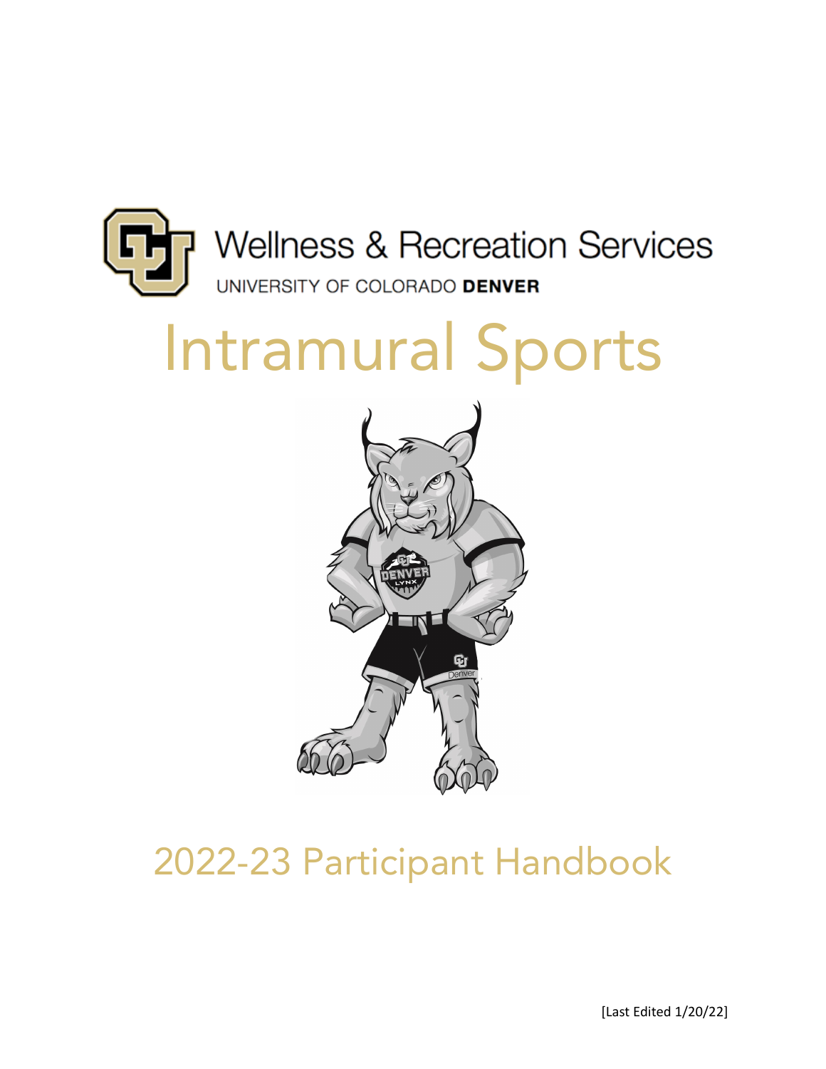Wellness & Recreation Services

UNIVERSITY OF COLORADO **DENVER**

# Intramural Sports

## 2022-23 Participant Handbook

[Last Edited 1/20/22]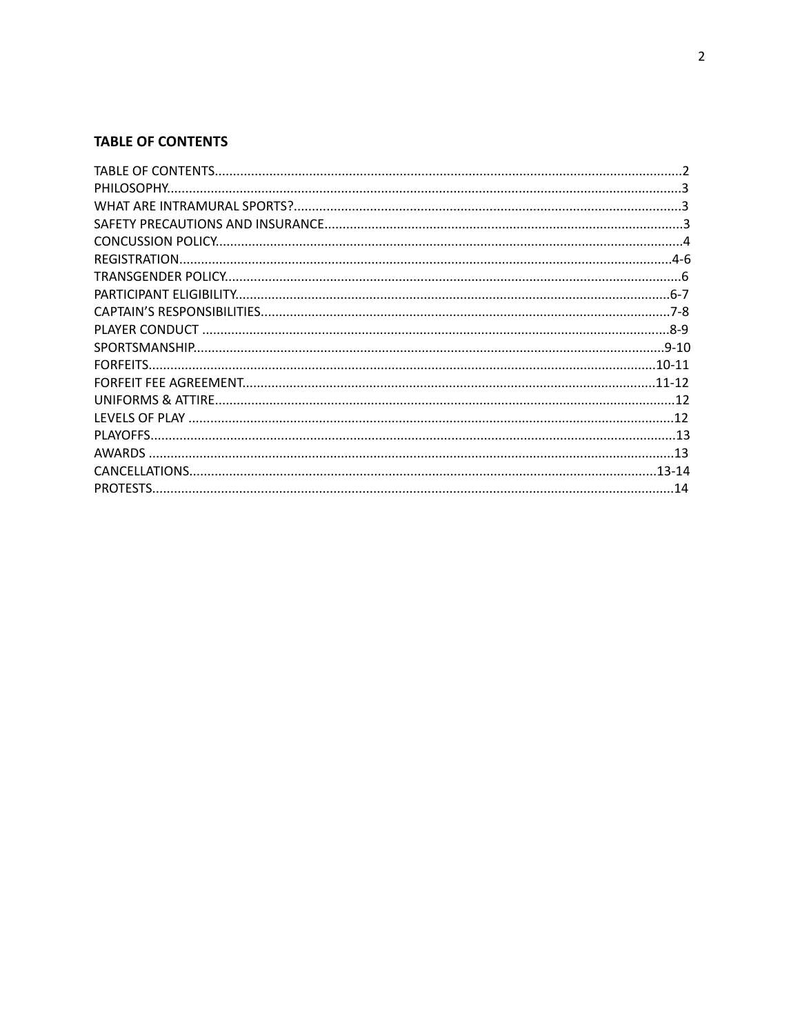## TABLE OF CONTENTS

TABLE OF CONTENTS................................................................................................................................2
PHILOSOPHY............................................................................................................................................3
WHAT ARE INTRAMURAL SPORTS?..........................................................................................................3
SAFETY PRECAUTIONS AND INSURANCE..................................................................................................3
CONCUSSION POLICY...............................................................................................................................4
REGISTRATION.......................................................................................................................................4-6
TRANSGENDER POLICY............................................................................................................................6
PARTICIPANT ELIGIBILITY.......................................................................................................................6-7
CAPTAIN'S RESPONSIBILITIES................................................................................................................7-8
PLAYER CONDUCT ..................................................................................................................................8-9
SPORTSMANSHIP..................................................................................................................................9-10
FORFEITS............................................................................................................................................10-11
FORFEIT FEE AGREEMENT..................................................................................................................11-12
UNIFORMS & ATTIRE..............................................................................................................................12
LEVELS OF PLAY .....................................................................................................................................12
PLAYOFFS................................................................................................................................................13
AWARDS ................................................................................................................................................13
CANCELLATIONS.................................................................................................................................13-14
PROTESTS...............................................................................................................................................14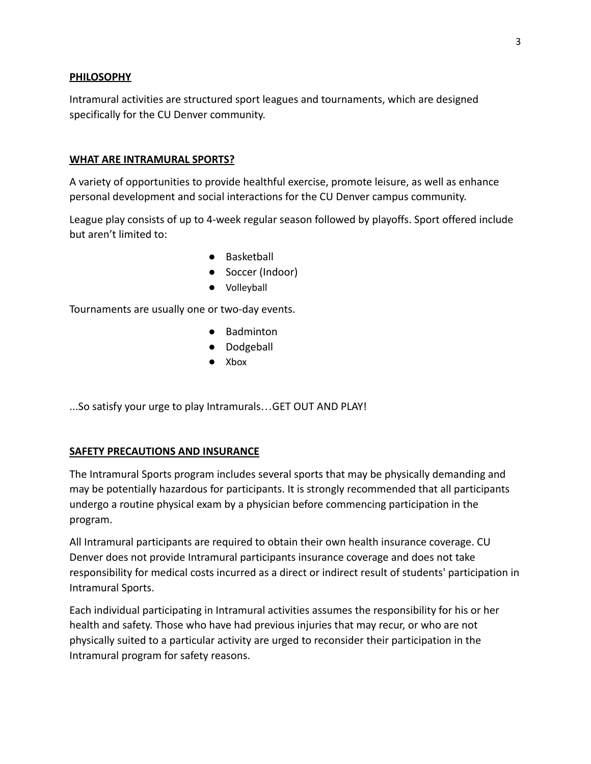## PHILOSOPHY

Intramural activities are structured sport leagues and tournaments, which are designed specifically for the CU Denver community.

## WHAT ARE INTRAMURAL SPORTS?

A variety of opportunities to provide healthful exercise, promote leisure, as well as enhance personal development and social interactions for the CU Denver campus community.

League play consists of up to 4-week regular season followed by playoffs. Sport offered include but aren't limited to:

- Basketball
- Soccer (Indoor)
- Volleyball

Tournaments are usually one or two-day events.

- Badminton
- Dodgeball
- Xbox

...So satisfy your urge to play Intramurals…GET OUT AND PLAY!

## SAFETY PRECAUTIONS AND INSURANCE

The Intramural Sports program includes several sports that may be physically demanding and may be potentially hazardous for participants. It is strongly recommended that all participants undergo a routine physical exam by a physician before commencing participation in the program.

All Intramural participants are required to obtain their own health insurance coverage. CU Denver does not provide Intramural participants insurance coverage and does not take responsibility for medical costs incurred as a direct or indirect result of students' participation in Intramural Sports.

Each individual participating in Intramural activities assumes the responsibility for his or her health and safety. Those who have had previous injuries that may recur, or who are not physically suited to a particular activity are urged to reconsider their participation in the Intramural program for safety reasons.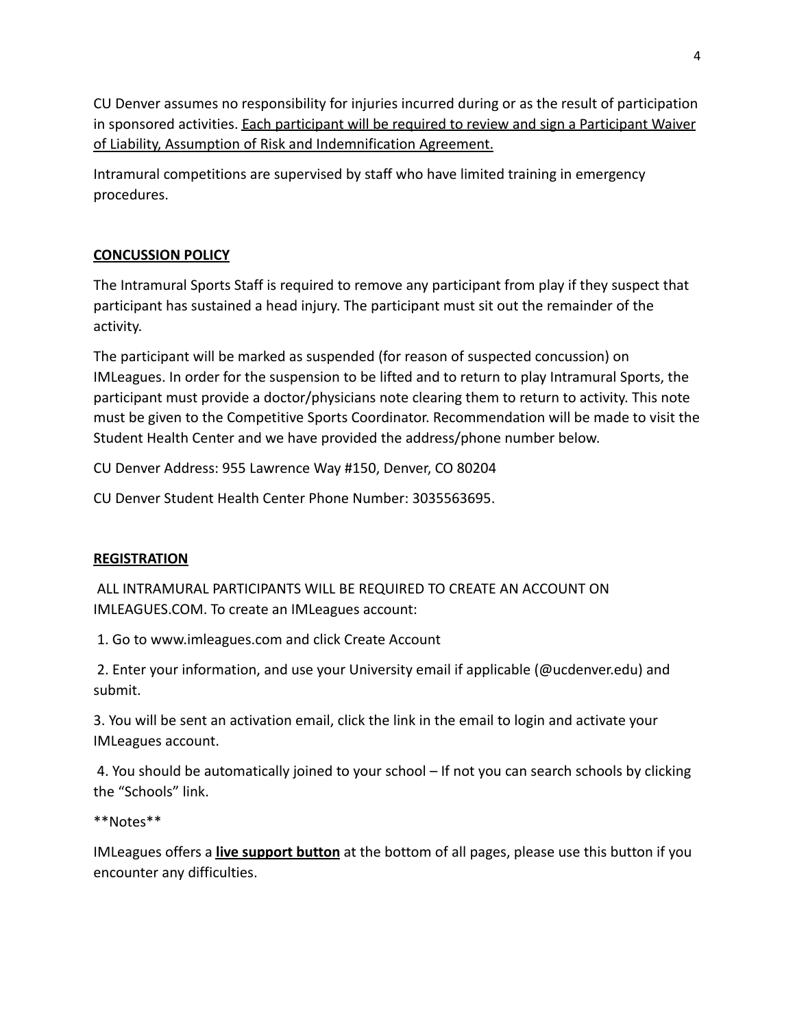CU Denver assumes no responsibility for injuries incurred during or as the result of participation in sponsored activities. <u>Each participant will be required to review and sign a Participant Waiver of Liability, Assumption of Risk and Indemnification Agreement.</u>

Intramural competitions are supervised by staff who have limited training in emergency procedures.

## CONCUSSION POLICY

The Intramural Sports Staff is required to remove any participant from play if they suspect that participant has sustained a head injury. The participant must sit out the remainder of the activity.

The participant will be marked as suspended (for reason of suspected concussion) on IMLeagues. In order for the suspension to be lifted and to return to play Intramural Sports, the participant must provide a doctor/physicians note clearing them to return to activity. This note must be given to the Competitive Sports Coordinator. Recommendation will be made to visit the Student Health Center and we have provided the address/phone number below.

CU Denver Address: 955 Lawrence Way #150, Denver, CO 80204

CU Denver Student Health Center Phone Number: 3035563695.

## REGISTRATION

ALL INTRAMURAL PARTICIPANTS WILL BE REQUIRED TO CREATE AN ACCOUNT ON IMLEAGUES.COM. To create an IMLeagues account:

1. Go to www.imleagues.com and click Create Account
2. Enter your information, and use your University email if applicable (@ucdenver.edu) and submit.
3. You will be sent an activation email, click the link in the email to login and activate your IMLeagues account.
4. You should be automatically joined to your school – If not you can search schools by clicking the “Schools” link.

**Notes**

IMLeagues offers a **<u>live support button</u>** at the bottom of all pages, please use this button if you encounter any difficulties.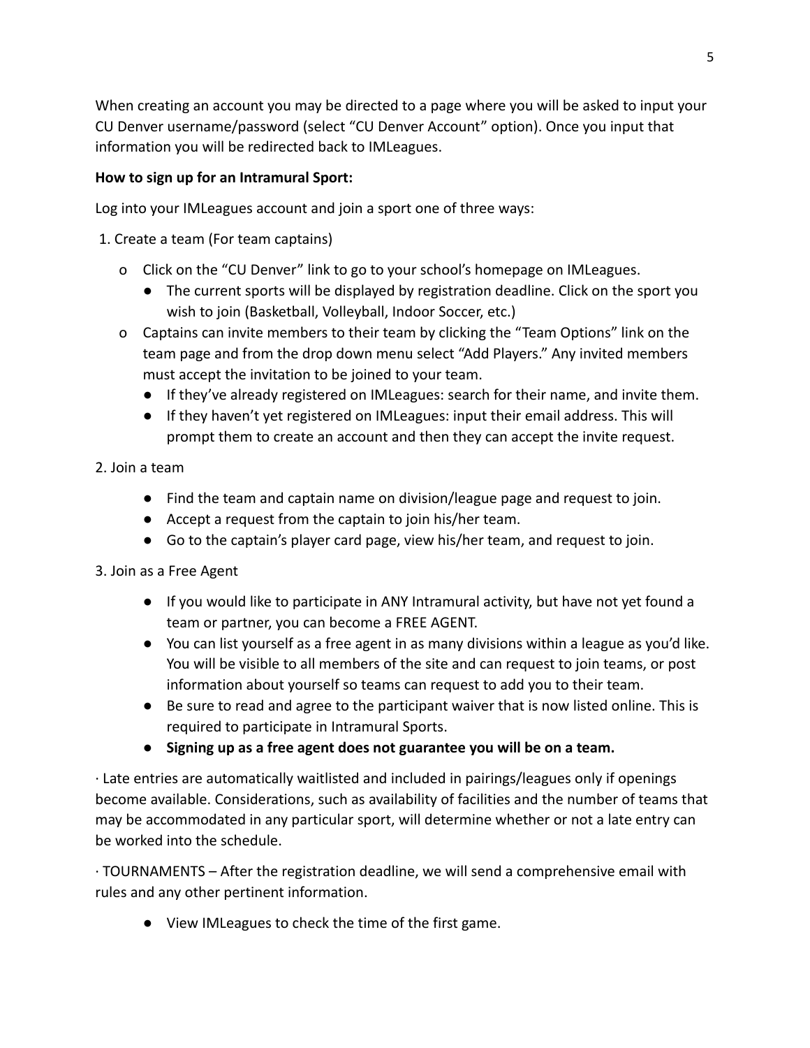When creating an account you may be directed to a page where you will be asked to input your CU Denver username/password (select "CU Denver Account" option). Once you input that information you will be redirected back to IMLeagues.

**How to sign up for an Intramural Sport:**

Log into your IMLeagues account and join a sport one of three ways:

1. Create a team (For team captains)

   - Click on the "CU Denver" link to go to your school's homepage on IMLeagues.
     - The current sports will be displayed by registration deadline. Click on the sport you wish to join (Basketball, Volleyball, Indoor Soccer, etc.)
   - Captains can invite members to their team by clicking the "Team Options" link on the team page and from the drop down menu select "Add Players." Any invited members must accept the invitation to be joined to your team.
     - If they've already registered on IMLeagues: search for their name, and invite them.
     - If they haven't yet registered on IMLeagues: input their email address. This will prompt them to create an account and then they can accept the invite request.

2. Join a team

   - Find the team and captain name on division/league page and request to join.
   - Accept a request from the captain to join his/her team.
   - Go to the captain's player card page, view his/her team, and request to join.

3. Join as a Free Agent

   - If you would like to participate in ANY Intramural activity, but have not yet found a team or partner, you can become a FREE AGENT.
   - You can list yourself as a free agent in as many divisions within a league as you'd like. You will be visible to all members of the site and can request to join teams, or post information about yourself so teams can request to add you to their team.
   - Be sure to read and agree to the participant waiver that is now listed online. This is required to participate in Intramural Sports.
   - **Signing up as a free agent does not guarantee you will be on a team.**

· Late entries are automatically waitlisted and included in pairings/leagues only if openings become available. Considerations, such as availability of facilities and the number of teams that may be accommodated in any particular sport, will determine whether or not a late entry can be worked into the schedule.

· TOURNAMENTS – After the registration deadline, we will send a comprehensive email with rules and any other pertinent information.

- View IMLeagues to check the time of the first game.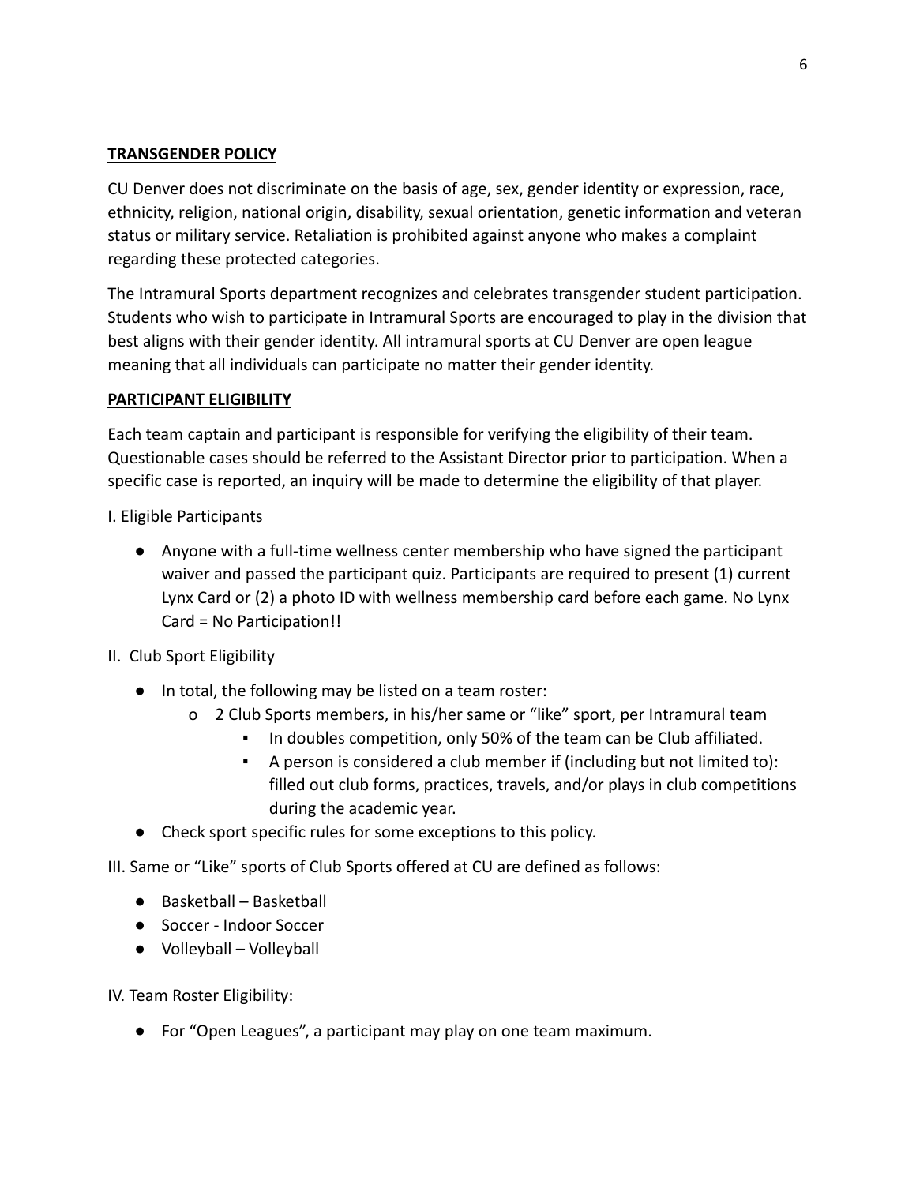## TRANSGENDER POLICY

CU Denver does not discriminate on the basis of age, sex, gender identity or expression, race, ethnicity, religion, national origin, disability, sexual orientation, genetic information and veteran status or military service. Retaliation is prohibited against anyone who makes a complaint regarding these protected categories.

The Intramural Sports department recognizes and celebrates transgender student participation. Students who wish to participate in Intramural Sports are encouraged to play in the division that best aligns with their gender identity. All intramural sports at CU Denver are open league meaning that all individuals can participate no matter their gender identity.

## PARTICIPANT ELIGIBILITY

Each team captain and participant is responsible for verifying the eligibility of their team. Questionable cases should be referred to the Assistant Director prior to participation. When a specific case is reported, an inquiry will be made to determine the eligibility of that player.

I. Eligible Participants

- Anyone with a full-time wellness center membership who have signed the participant waiver and passed the participant quiz. Participants are required to present (1) current Lynx Card or (2) a photo ID with wellness membership card before each game. No Lynx Card = No Participation!!

II. Club Sport Eligibility

- In total, the following may be listed on a team roster:
  - 2 Club Sports members, in his/her same or "like" sport, per Intramural team
    - In doubles competition, only 50% of the team can be Club affiliated.
    - A person is considered a club member if (including but not limited to): filled out club forms, practices, travels, and/or plays in club competitions during the academic year.
- Check sport specific rules for some exceptions to this policy.

III. Same or "Like" sports of Club Sports offered at CU are defined as follows:

- Basketball – Basketball
- Soccer - Indoor Soccer
- Volleyball – Volleyball

IV. Team Roster Eligibility:

- For "Open Leagues", a participant may play on one team maximum.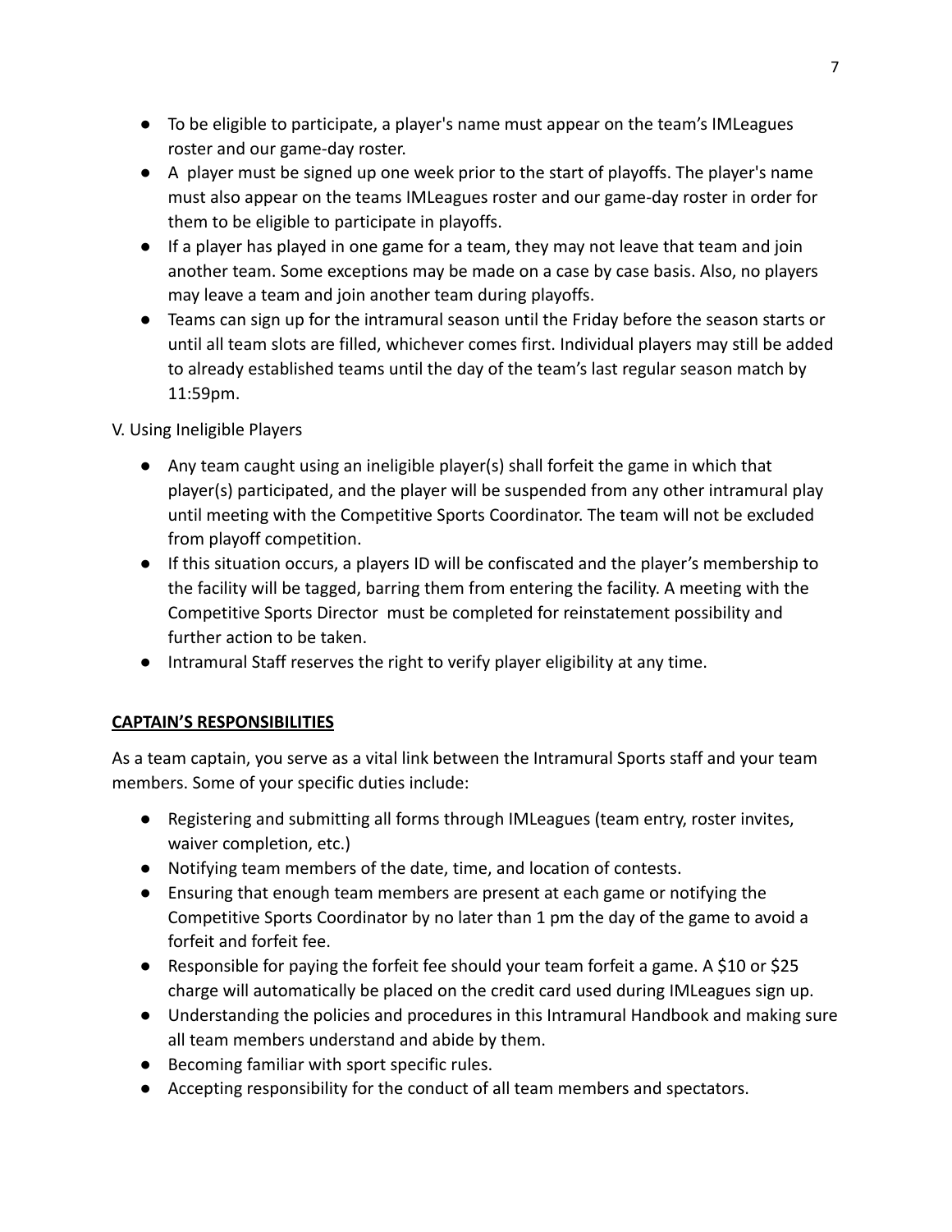- To be eligible to participate, a player's name must appear on the team's IMLeagues roster and our game-day roster.
- A player must be signed up one week prior to the start of playoffs. The player's name must also appear on the teams IMLeagues roster and our game-day roster in order for them to be eligible to participate in playoffs.
- If a player has played in one game for a team, they may not leave that team and join another team. Some exceptions may be made on a case by case basis. Also, no players may leave a team and join another team during playoffs.
- Teams can sign up for the intramural season until the Friday before the season starts or until all team slots are filled, whichever comes first. Individual players may still be added to already established teams until the day of the team's last regular season match by 11:59pm.

V. Using Ineligible Players

- Any team caught using an ineligible player(s) shall forfeit the game in which that player(s) participated, and the player will be suspended from any other intramural play until meeting with the Competitive Sports Coordinator. The team will not be excluded from playoff competition.
- If this situation occurs, a players ID will be confiscated and the player's membership to the facility will be tagged, barring them from entering the facility. A meeting with the Competitive Sports Director must be completed for reinstatement possibility and further action to be taken.
- Intramural Staff reserves the right to verify player eligibility at any time.

## **CAPTAIN'S RESPONSIBILITIES**

As a team captain, you serve as a vital link between the Intramural Sports staff and your team members. Some of your specific duties include:

- Registering and submitting all forms through IMLeagues (team entry, roster invites, waiver completion, etc.)
- Notifying team members of the date, time, and location of contests.
- Ensuring that enough team members are present at each game or notifying the Competitive Sports Coordinator by no later than 1 pm the day of the game to avoid a forfeit and forfeit fee.
- Responsible for paying the forfeit fee should your team forfeit a game. A $10 or $25 charge will automatically be placed on the credit card used during IMLeagues sign up.
- Understanding the policies and procedures in this Intramural Handbook and making sure all team members understand and abide by them.
- Becoming familiar with sport specific rules.
- Accepting responsibility for the conduct of all team members and spectators.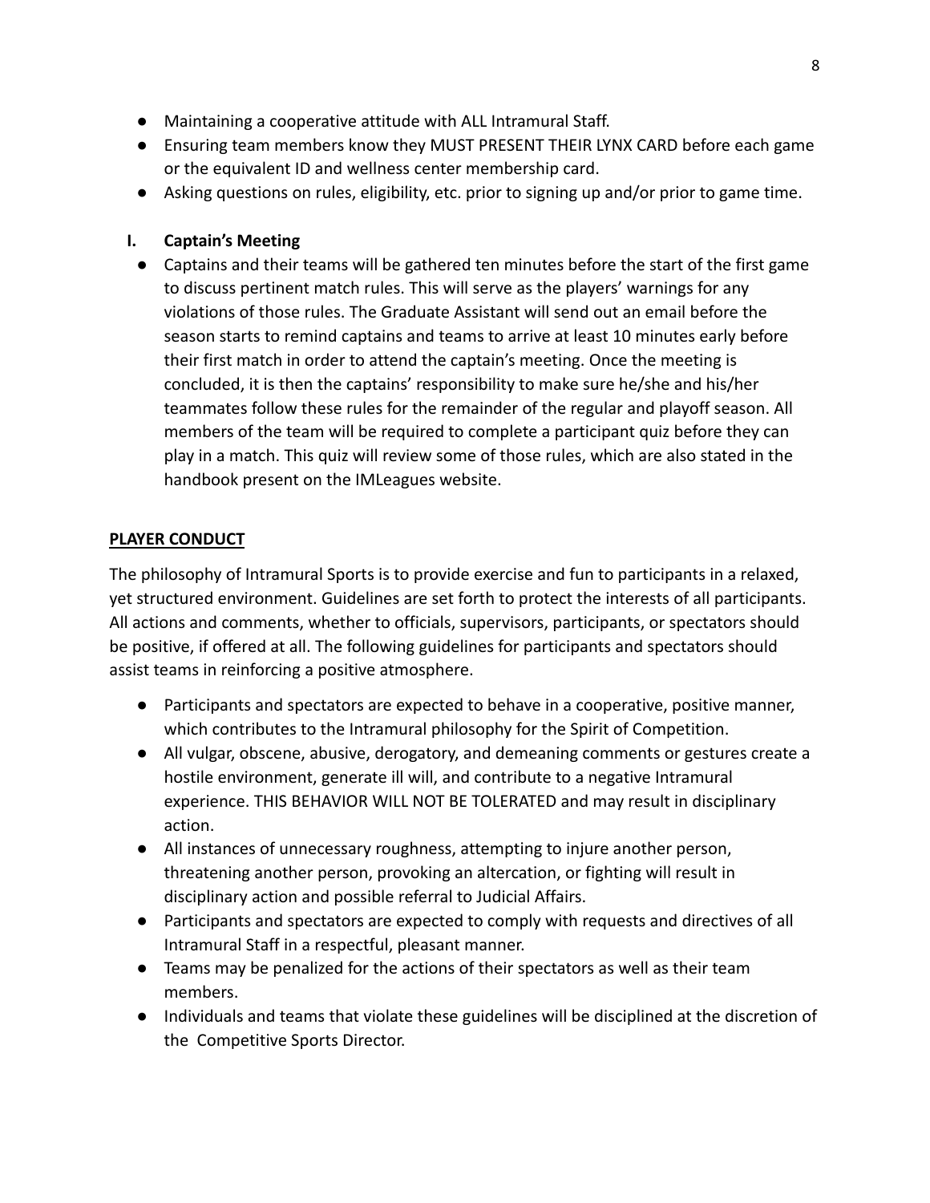- Maintaining a cooperative attitude with ALL Intramural Staff.
- Ensuring team members know they MUST PRESENT THEIR LYNX CARD before each game or the equivalent ID and wellness center membership card.
- Asking questions on rules, eligibility, etc. prior to signing up and/or prior to game time.

**I. Captain's Meeting**

- Captains and their teams will be gathered ten minutes before the start of the first game to discuss pertinent match rules. This will serve as the players' warnings for any violations of those rules. The Graduate Assistant will send out an email before the season starts to remind captains and teams to arrive at least 10 minutes early before their first match in order to attend the captain's meeting. Once the meeting is concluded, it is then the captains' responsibility to make sure he/she and his/her teammates follow these rules for the remainder of the regular and playoff season. All members of the team will be required to complete a participant quiz before they can play in a match. This quiz will review some of those rules, which are also stated in the handbook present on the IMLeagues website.

## PLAYER CONDUCT

The philosophy of Intramural Sports is to provide exercise and fun to participants in a relaxed, yet structured environment. Guidelines are set forth to protect the interests of all participants. All actions and comments, whether to officials, supervisors, participants, or spectators should be positive, if offered at all. The following guidelines for participants and spectators should assist teams in reinforcing a positive atmosphere.

- Participants and spectators are expected to behave in a cooperative, positive manner, which contributes to the Intramural philosophy for the Spirit of Competition.
- All vulgar, obscene, abusive, derogatory, and demeaning comments or gestures create a hostile environment, generate ill will, and contribute to a negative Intramural experience. THIS BEHAVIOR WILL NOT BE TOLERATED and may result in disciplinary action.
- All instances of unnecessary roughness, attempting to injure another person, threatening another person, provoking an altercation, or fighting will result in disciplinary action and possible referral to Judicial Affairs.
- Participants and spectators are expected to comply with requests and directives of all Intramural Staff in a respectful, pleasant manner.
- Teams may be penalized for the actions of their spectators as well as their team members.
- Individuals and teams that violate these guidelines will be disciplined at the discretion of the Competitive Sports Director.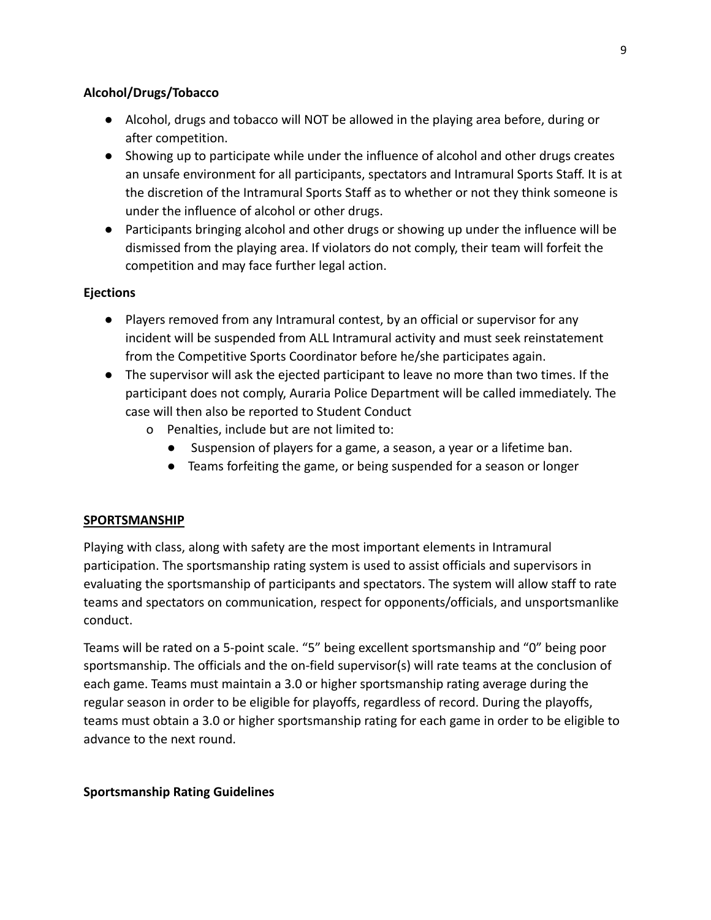**Alcohol/Drugs/Tobacco**

- Alcohol, drugs and tobacco will NOT be allowed in the playing area before, during or after competition.
- Showing up to participate while under the influence of alcohol and other drugs creates an unsafe environment for all participants, spectators and Intramural Sports Staff. It is at the discretion of the Intramural Sports Staff as to whether or not they think someone is under the influence of alcohol or other drugs.
- Participants bringing alcohol and other drugs or showing up under the influence will be dismissed from the playing area. If violators do not comply, their team will forfeit the competition and may face further legal action.

**Ejections**

- Players removed from any Intramural contest, by an official or supervisor for any incident will be suspended from ALL Intramural activity and must seek reinstatement from the Competitive Sports Coordinator before he/she participates again.
- The supervisor will ask the ejected participant to leave no more than two times. If the participant does not comply, Auraria Police Department will be called immediately. The case will then also be reported to Student Conduct
  - Penalties, include but are not limited to:
    - Suspension of players for a game, a season, a year or a lifetime ban.
    - Teams forfeiting the game, or being suspended for a season or longer

## **SPORTSMANSHIP**

Playing with class, along with safety are the most important elements in Intramural participation. The sportsmanship rating system is used to assist officials and supervisors in evaluating the sportsmanship of participants and spectators. The system will allow staff to rate teams and spectators on communication, respect for opponents/officials, and unsportsmanlike conduct.

Teams will be rated on a 5-point scale. “5” being excellent sportsmanship and “0” being poor sportsmanship. The officials and the on-field supervisor(s) will rate teams at the conclusion of each game. Teams must maintain a 3.0 or higher sportsmanship rating average during the regular season in order to be eligible for playoffs, regardless of record. During the playoffs, teams must obtain a 3.0 or higher sportsmanship rating for each game in order to be eligible to advance to the next round.

**Sportsmanship Rating Guidelines**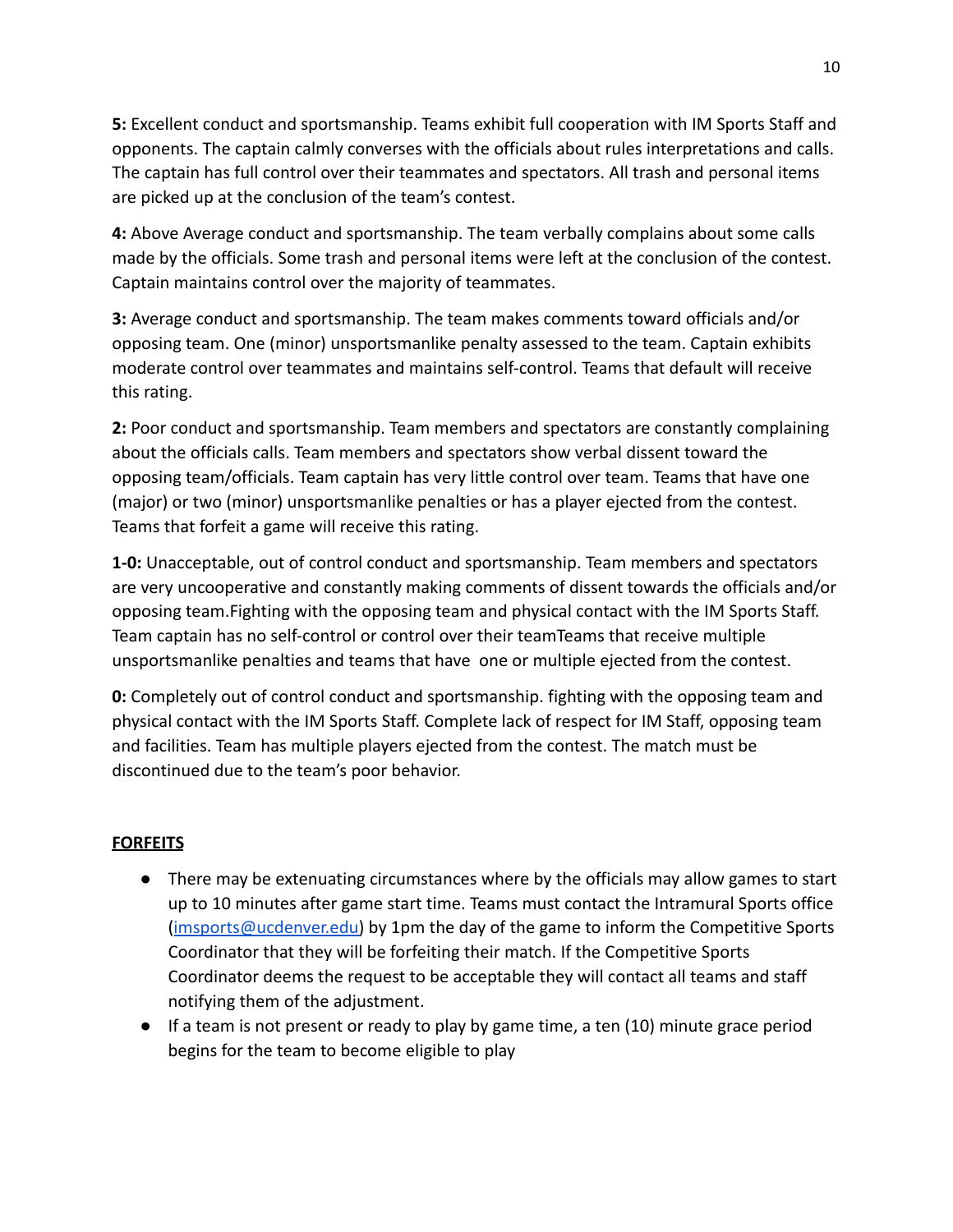**5:** Excellent conduct and sportsmanship. Teams exhibit full cooperation with IM Sports Staff and opponents. The captain calmly converses with the officials about rules interpretations and calls. The captain has full control over their teammates and spectators. All trash and personal items are picked up at the conclusion of the team's contest.

**4:** Above Average conduct and sportsmanship. The team verbally complains about some calls made by the officials. Some trash and personal items were left at the conclusion of the contest. Captain maintains control over the majority of teammates.

**3:** Average conduct and sportsmanship. The team makes comments toward officials and/or opposing team. One (minor) unsportsmanlike penalty assessed to the team. Captain exhibits moderate control over teammates and maintains self-control. Teams that default will receive this rating.

**2:** Poor conduct and sportsmanship. Team members and spectators are constantly complaining about the officials calls. Team members and spectators show verbal dissent toward the opposing team/officials. Team captain has very little control over team. Teams that have one (major) or two (minor) unsportsmanlike penalties or has a player ejected from the contest. Teams that forfeit a game will receive this rating.

**1-0:** Unacceptable, out of control conduct and sportsmanship. Team members and spectators are very uncooperative and constantly making comments of dissent towards the officials and/or opposing team.Fighting with the opposing team and physical contact with the IM Sports Staff. Team captain has no self-control or control over their teamTeams that receive multiple unsportsmanlike penalties and teams that have one or multiple ejected from the contest.

**0:** Completely out of control conduct and sportsmanship. fighting with the opposing team and physical contact with the IM Sports Staff. Complete lack of respect for IM Staff, opposing team and facilities. Team has multiple players ejected from the contest. The match must be discontinued due to the team's poor behavior.

**FORFEITS**

- There may be extenuating circumstances where by the officials may allow games to start up to 10 minutes after game start time. Teams must contact the Intramural Sports office (imsports@ucdenver.edu) by 1pm the day of the game to inform the Competitive Sports Coordinator that they will be forfeiting their match. If the Competitive Sports Coordinator deems the request to be acceptable they will contact all teams and staff notifying them of the adjustment.
- If a team is not present or ready to play by game time, a ten (10) minute grace period begins for the team to become eligible to play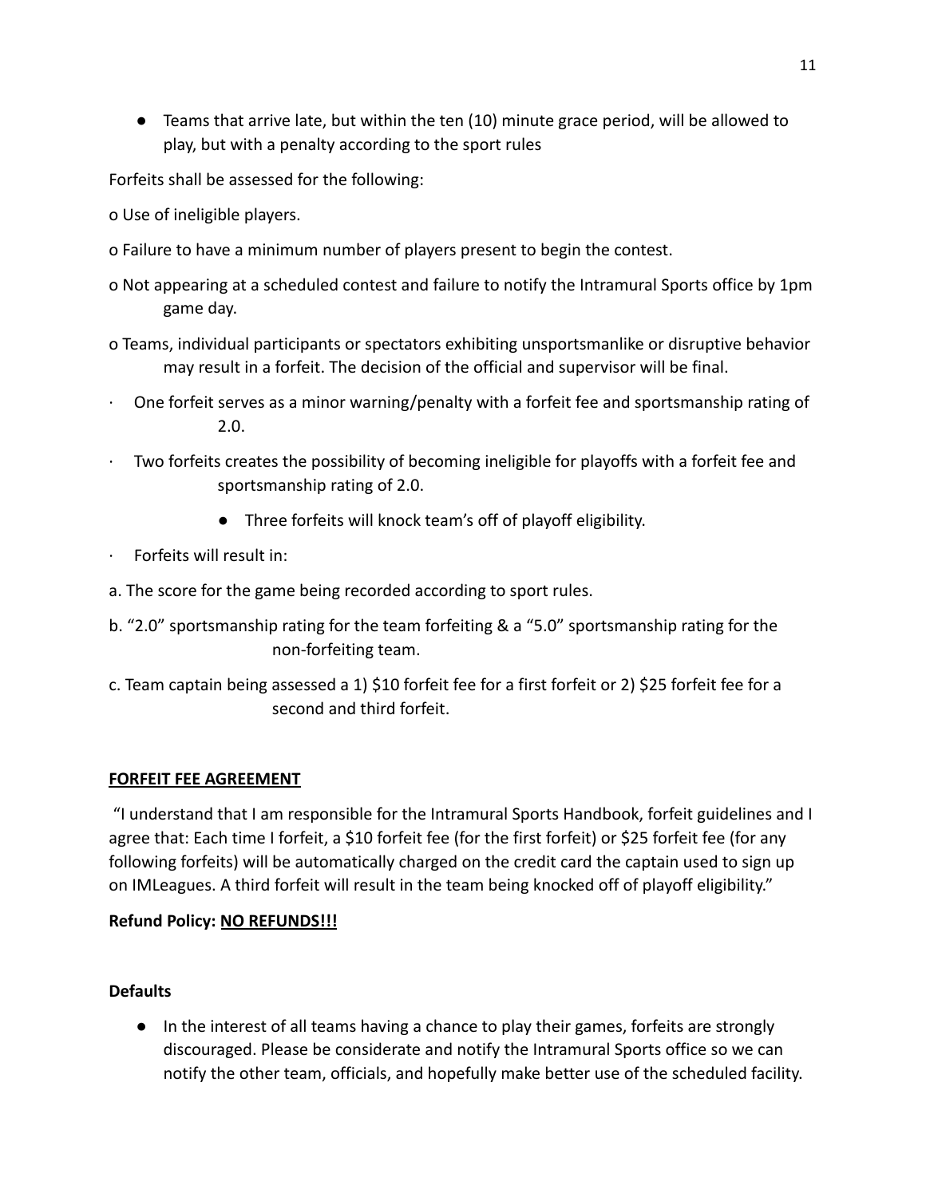- Teams that arrive late, but within the ten (10) minute grace period, will be allowed to play, but with a penalty according to the sport rules

Forfeits shall be assessed for the following:

o Use of ineligible players.

o Failure to have a minimum number of players present to begin the contest.

o Not appearing at a scheduled contest and failure to notify the Intramural Sports office by 1pm game day.

o Teams, individual participants or spectators exhibiting unsportsmanlike or disruptive behavior may result in a forfeit. The decision of the official and supervisor will be final.

· One forfeit serves as a minor warning/penalty with a forfeit fee and sportsmanship rating of 2.0.

· Two forfeits creates the possibility of becoming ineligible for playoffs with a forfeit fee and sportsmanship rating of 2.0.

- Three forfeits will knock team's off of playoff eligibility.

· Forfeits will result in:

a. The score for the game being recorded according to sport rules.

b. "2.0" sportsmanship rating for the team forfeiting & a "5.0" sportsmanship rating for the non-forfeiting team.

c. Team captain being assessed a 1) $10 forfeit fee for a first forfeit or 2) $25 forfeit fee for a second and third forfeit.

**<u>FORFEIT FEE AGREEMENT</u>**

"I understand that I am responsible for the Intramural Sports Handbook, forfeit guidelines and I agree that: Each time I forfeit, a $10 forfeit fee (for the first forfeit) or $25 forfeit fee (for any following forfeits) will be automatically charged on the credit card the captain used to sign up on IMLeagues. A third forfeit will result in the team being knocked off of playoff eligibility."

**Refund Policy: <u>NO REFUNDS!!!</u>**

**Defaults**

- In the interest of all teams having a chance to play their games, forfeits are strongly discouraged. Please be considerate and notify the Intramural Sports office so we can notify the other team, officials, and hopefully make better use of the scheduled facility.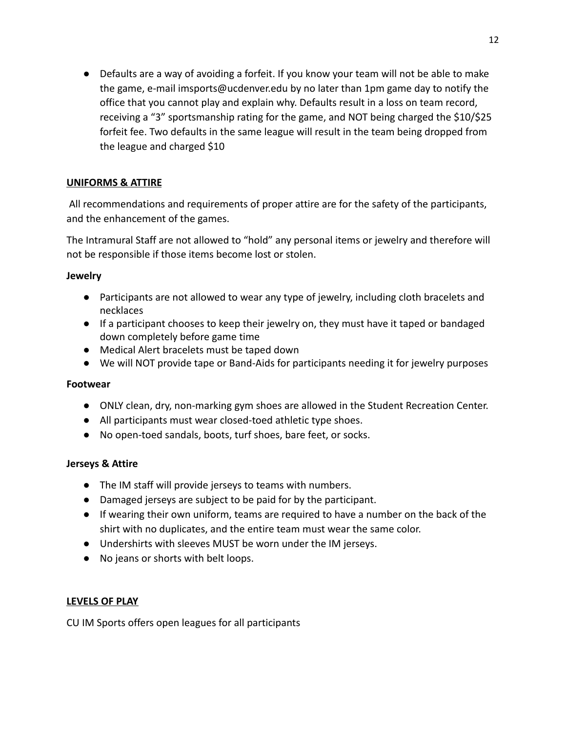- Defaults are a way of avoiding a forfeit. If you know your team will not be able to make the game, e-mail imsports@ucdenver.edu by no later than 1pm game day to notify the office that you cannot play and explain why. Defaults result in a loss on team record, receiving a "3" sportsmanship rating for the game, and NOT being charged the $10/$25 forfeit fee. Two defaults in the same league will result in the team being dropped from the league and charged $10

## UNIFORMS & ATTIRE

All recommendations and requirements of proper attire are for the safety of the participants, and the enhancement of the games.

The Intramural Staff are not allowed to "hold" any personal items or jewelry and therefore will not be responsible if those items become lost or stolen.

### Jewelry

- Participants are not allowed to wear any type of jewelry, including cloth bracelets and necklaces
- If a participant chooses to keep their jewelry on, they must have it taped or bandaged down completely before game time
- Medical Alert bracelets must be taped down
- We will NOT provide tape or Band-Aids for participants needing it for jewelry purposes

### Footwear

- ONLY clean, dry, non-marking gym shoes are allowed in the Student Recreation Center.
- All participants must wear closed-toed athletic type shoes.
- No open-toed sandals, boots, turf shoes, bare feet, or socks.

### Jerseys & Attire

- The IM staff will provide jerseys to teams with numbers.
- Damaged jerseys are subject to be paid for by the participant.
- If wearing their own uniform, teams are required to have a number on the back of the shirt with no duplicates, and the entire team must wear the same color.
- Undershirts with sleeves MUST be worn under the IM jerseys.
- No jeans or shorts with belt loops.

## LEVELS OF PLAY

CU IM Sports offers open leagues for all participants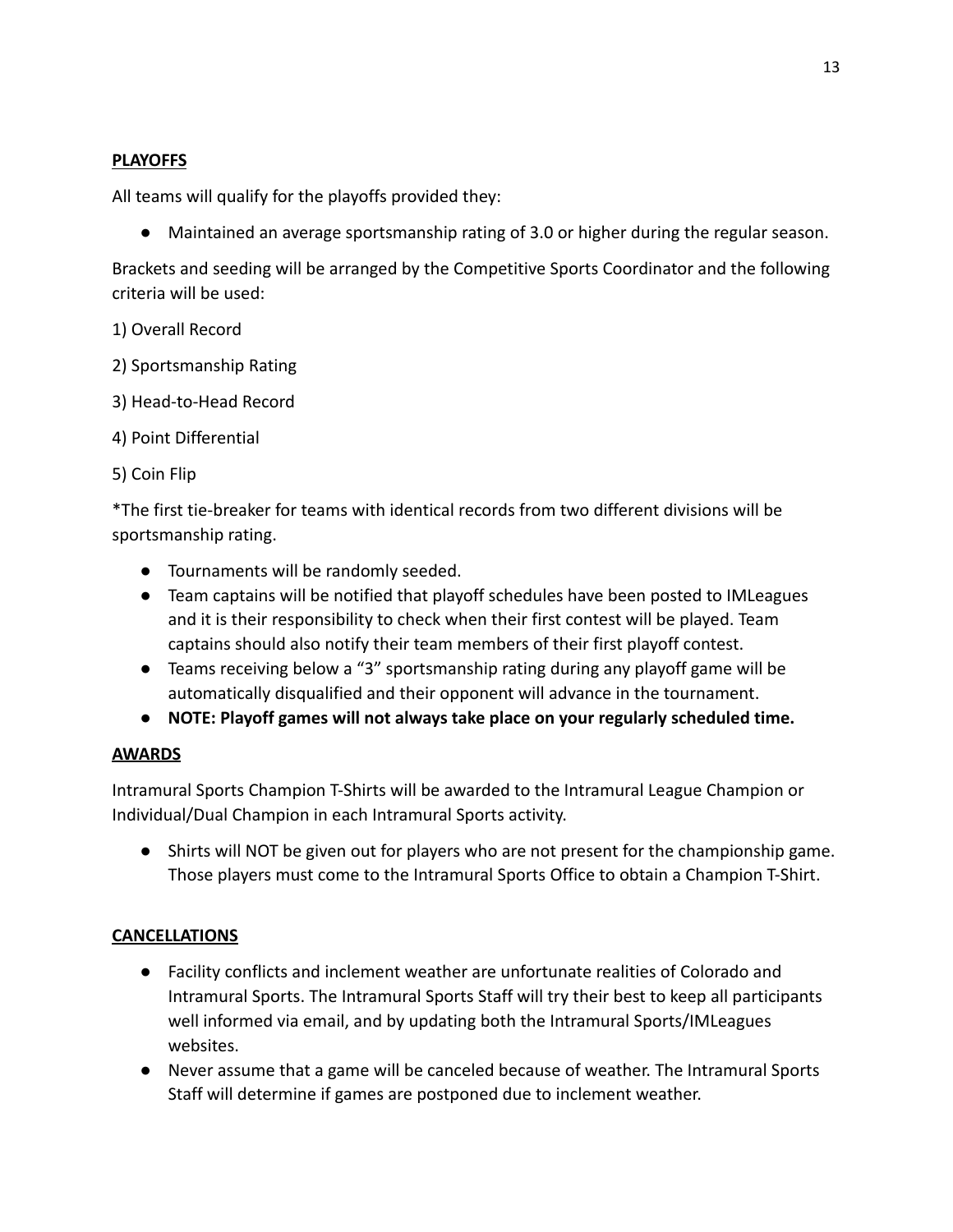## **PLAYOFFS**

All teams will qualify for the playoffs provided they:

- Maintained an average sportsmanship rating of 3.0 or higher during the regular season.

Brackets and seeding will be arranged by the Competitive Sports Coordinator and the following criteria will be used:

1) Overall Record

2) Sportsmanship Rating

3) Head-to-Head Record

4) Point Differential

5) Coin Flip

*The first tie-breaker for teams with identical records from two different divisions will be sportsmanship rating.

- Tournaments will be randomly seeded.
- Team captains will be notified that playoff schedules have been posted to IMLeagues and it is their responsibility to check when their first contest will be played. Team captains should also notify their team members of their first playoff contest.
- Teams receiving below a "3" sportsmanship rating during any playoff game will be automatically disqualified and their opponent will advance in the tournament.
- **NOTE: Playoff games will not always take place on your regularly scheduled time.**

## **AWARDS**

Intramural Sports Champion T-Shirts will be awarded to the Intramural League Champion or Individual/Dual Champion in each Intramural Sports activity.

- Shirts will NOT be given out for players who are not present for the championship game. Those players must come to the Intramural Sports Office to obtain a Champion T-Shirt.

## **CANCELLATIONS**

- Facility conflicts and inclement weather are unfortunate realities of Colorado and Intramural Sports. The Intramural Sports Staff will try their best to keep all participants well informed via email, and by updating both the Intramural Sports/IMLeagues websites.
- Never assume that a game will be canceled because of weather. The Intramural Sports Staff will determine if games are postponed due to inclement weather.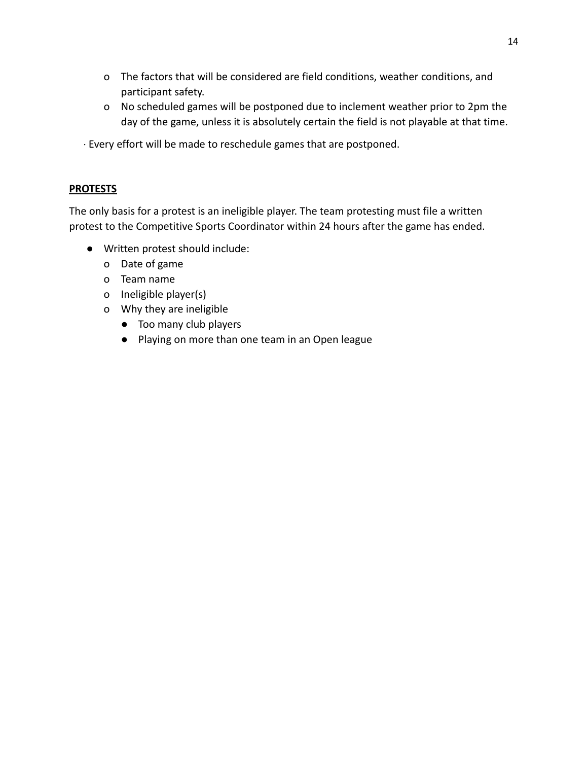- The factors that will be considered are field conditions, weather conditions, and participant safety.
- No scheduled games will be postponed due to inclement weather prior to 2pm the day of the game, unless it is absolutely certain the field is not playable at that time.

· Every effort will be made to reschedule games that are postponed.

## **PROTESTS**

The only basis for a protest is an ineligible player. The team protesting must file a written protest to the Competitive Sports Coordinator within 24 hours after the game has ended.

- Written protest should include:
  - Date of game
  - Team name
  - Ineligible player(s)
  - Why they are ineligible
    - Too many club players
    - Playing on more than one team in an Open league